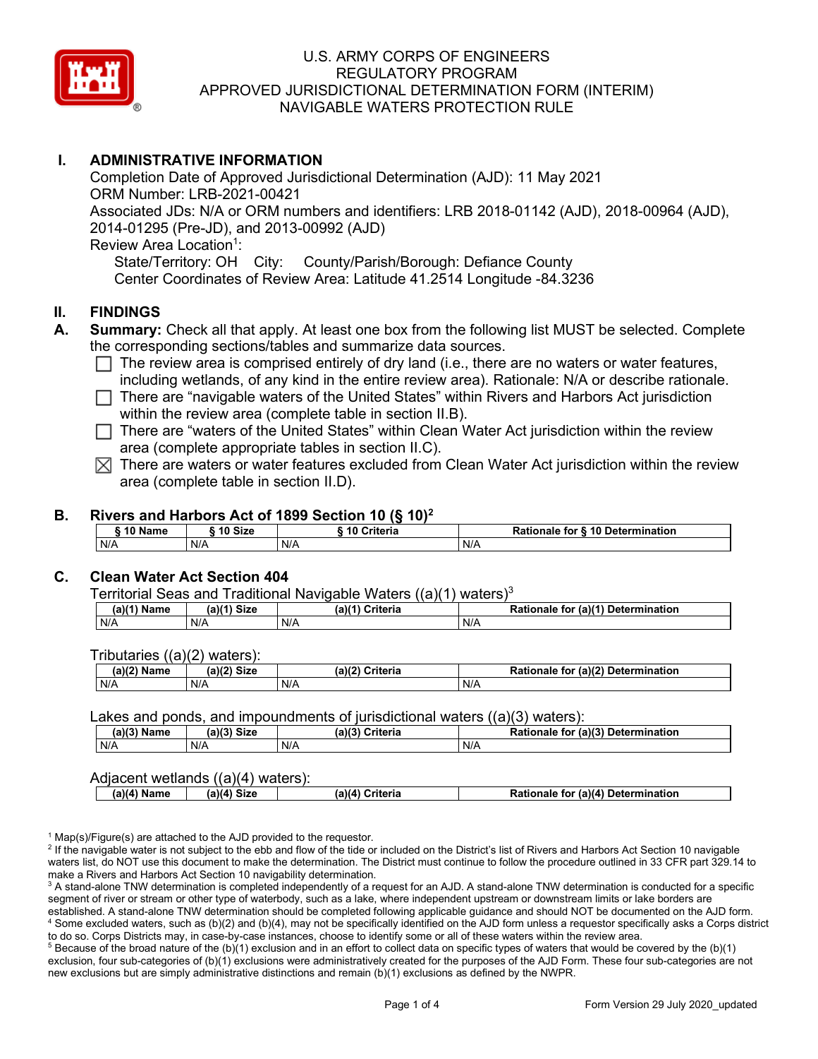U.S. ARMY CORPS OF ENGINEERS
REGULATORY PROGRAM
APPROVED JURISDICTIONAL DETERMINATION FORM (INTERIM)
NAVIGABLE WATERS PROTECTION RULE

## I. ADMINISTRATIVE INFORMATION

Completion Date of Approved Jurisdictional Determination (AJD): 11 May 2021
ORM Number: LRB-2021-00421
Associated JDs: N/A or ORM numbers and identifiers: LRB 2018-01142 (AJD), 2018-00964 (AJD), 2014-01295 (Pre-JD), and 2013-00992 (AJD)
Review Area Location[1]:
State/Territory: OH City: County/Parish/Borough: Defiance County
Center Coordinates of Review Area: Latitude 41.2514 Longitude -84.3236

## II. FINDINGS

**A. Summary:** Check all that apply. At least one box from the following list MUST be selected. Complete the corresponding sections/tables and summarize data sources.

- ☐ The review area is comprised entirely of dry land (i.e., there are no waters or water features, including wetlands, of any kind in the entire review area). Rationale: N/A or describe rationale.
- ☐ There are "navigable waters of the United States" within Rivers and Harbors Act jurisdiction within the review area (complete table in section II.B).
- ☐ There are "waters of the United States" within Clean Water Act jurisdiction within the review area (complete appropriate tables in section II.C).
- ☒ There are waters or water features excluded from Clean Water Act jurisdiction within the review area (complete table in section II.D).

**B. Rivers and Harbors Act of 1899 Section 10 (§ 10)[2]**

| § 10 Name | § 10 Size | § 10 Criteria | Rationale for § 10 Determination |
|---|---|---|---|
| N/A | N/A | N/A | N/A |

**C. Clean Water Act Section 404**

Territorial Seas and Traditional Navigable Waters ((a)(1) waters)[3]

| (a)(1) Name | (a)(1) Size | (a)(1) Criteria | Rationale for (a)(1) Determination |
|---|---|---|---|
| N/A | N/A | N/A | N/A |

Tributaries ((a)(2) waters):

| (a)(2) Name | (a)(2) Size | (a)(2) Criteria | Rationale for (a)(2) Determination |
|---|---|---|---|
| N/A | N/A | N/A | N/A |

Lakes and ponds, and impoundments of jurisdictional waters ((a)(3) waters):

| (a)(3) Name | (a)(3) Size | (a)(3) Criteria | Rationale for (a)(3) Determination |
|---|---|---|---|
| N/A | N/A | N/A | N/A |

Adjacent wetlands ((a)(4) waters):

| (a)(4) Name | (a)(4) Size | (a)(4) Criteria | Rationale for (a)(4) Determination |
|---|---|---|---|

[1] Map(s)/Figure(s) are attached to the AJD provided to the requestor.
[2] If the navigable water is not subject to the ebb and flow of the tide or included on the District's list of Rivers and Harbors Act Section 10 navigable waters list, do NOT use this document to make the determination. The District must continue to follow the procedure outlined in 33 CFR part 329.14 to make a Rivers and Harbors Act Section 10 navigability determination.
[3] A stand-alone TNW determination is completed independently of a request for an AJD. A stand-alone TNW determination is conducted for a specific segment of river or stream or other type of waterbody, such as a lake, where independent upstream or downstream limits or lake borders are established. A stand-alone TNW determination should be completed following applicable guidance and should NOT be documented on the AJD form.
[4] Some excluded waters, such as (b)(2) and (b)(4), may not be specifically identified on the AJD form unless a requestor specifically asks a Corps district to do so. Corps Districts may, in case-by-case instances, choose to identify some or all of these waters within the review area.
[5] Because of the broad nature of the (b)(1) exclusion and in an effort to collect data on specific types of waters that would be covered by the (b)(1) exclusion, four sub-categories of (b)(1) exclusions were administratively created for the purposes of the AJD Form. These four sub-categories are not new exclusions but are simply administrative distinctions and remain (b)(1) exclusions as defined by the NWPR.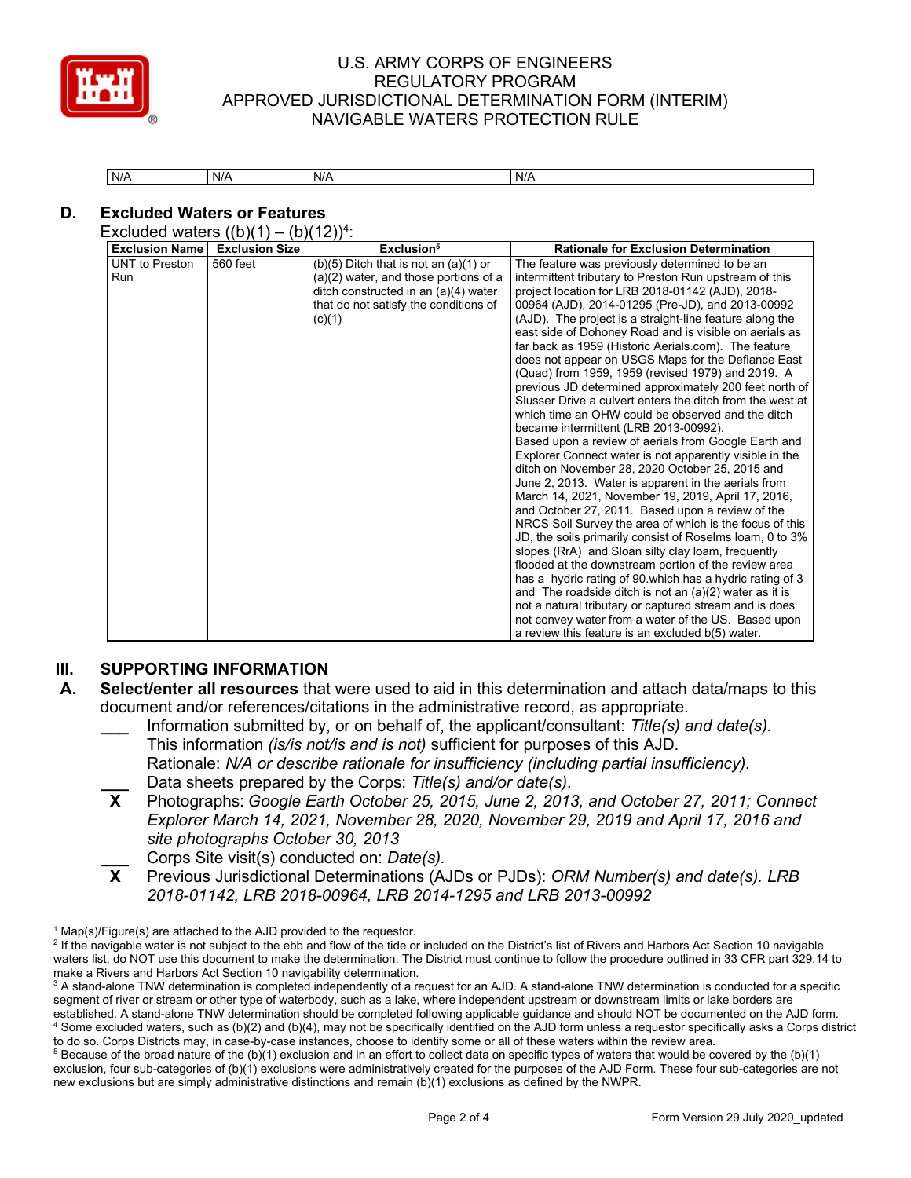| N/A | N/A | N/A | N/A |
|---|---|---|---|

## D. Excluded Waters or Features

Excluded waters ((b)(1) – (b)(12))[4]:

| Exclusion Name | Exclusion Size | Exclusion[5] | Rationale for Exclusion Determination |
|---|---|---|---|
| UNT to Preston Run | 560 feet | (b)(5) Ditch that is not an (a)(1) or (a)(2) water, and those portions of a ditch constructed in an (a)(4) water that do not satisfy the conditions of (c)(1) | The feature was previously determined to be an intermittent tributary to Preston Run upstream of this project location for LRB 2018-01142 (AJD), 2018-00964 (AJD), 2014-01295 (Pre-JD), and 2013-00992 (AJD). The project is a straight-line feature along the east side of Dohoney Road and is visible on aerials as far back as 1959 (Historic Aerials.com). The feature does not appear on USGS Maps for the Defiance East (Quad) from 1959, 1959 (revised 1979) and 2019. A previous JD determined approximately 200 feet north of Slusser Drive a culvert enters the ditch from the west at which time an OHW could be observed and the ditch became intermittent (LRB 2013-00992). Based upon a review of aerials from Google Earth and Explorer Connect water is not apparently visible in the ditch on November 28, 2020 October 25, 2015 and June 2, 2013. Water is apparent in the aerials from March 14, 2021, November 19, 2019, April 17, 2016, and October 27, 2011. Based upon a review of the NRCS Soil Survey the area of which is the focus of this JD, the soils primarily consist of Roselms loam, 0 to 3% slopes (RrA) and Sloan silty clay loam, frequently flooded at the downstream portion of the review area has a hydric rating of 90.which has a hydric rating of 3 and The roadside ditch is not an (a)(2) water as it is not a natural tributary or captured stream and is does not convey water from a water of the US. Based upon a review this feature is an excluded b(5) water. |

## III. SUPPORTING INFORMATION

**A. Select/enter all resources** that were used to aid in this determination and attach data/maps to this document and/or references/citations in the administrative record, as appropriate.

\_\_\_ Information submitted by, or on behalf of, the applicant/consultant: *Title(s) and date(s).* This information *(is/is not/is and is not)* sufficient for purposes of this AJD. Rationale: *N/A or describe rationale for insufficiency (including partial insufficiency).*

\_\_\_ Data sheets prepared by the Corps: *Title(s) and/or date(s).*

**X** Photographs: *Google Earth October 25, 2015, June 2, 2013, and October 27, 2011; Connect Explorer March 14, 2021, November 28, 2020, November 29, 2019 and April 17, 2016 and site photographs October 30, 2013*

\_\_\_ Corps Site visit(s) conducted on: *Date(s).*

**X** Previous Jurisdictional Determinations (AJDs or PJDs): *ORM Number(s) and date(s). LRB 2018-01142, LRB 2018-00964, LRB 2014-1295 and LRB 2013-00992*

---

[1] Map(s)/Figure(s) are attached to the AJD provided to the requestor.

[2] If the navigable water is not subject to the ebb and flow of the tide or included on the District's list of Rivers and Harbors Act Section 10 navigable waters list, do NOT use this document to make the determination. The District must continue to follow the procedure outlined in 33 CFR part 329.14 to make a Rivers and Harbors Act Section 10 navigability determination.

[3] A stand-alone TNW determination is completed independently of a request for an AJD. A stand-alone TNW determination is conducted for a specific segment of river or stream or other type of waterbody, such as a lake, where independent upstream or downstream limits or lake borders are established. A stand-alone TNW determination should be completed following applicable guidance and should NOT be documented on the AJD form.

[4] Some excluded waters, such as (b)(2) and (b)(4), may not be specifically identified on the AJD form unless a requestor specifically asks a Corps district to do so. Corps Districts may, in case-by-case instances, choose to identify some or all of these waters within the review area.

[5] Because of the broad nature of the (b)(1) exclusion and in an effort to collect data on specific types of waters that would be covered by the (b)(1) exclusion, four sub-categories of (b)(1) exclusions were administratively created for the purposes of the AJD Form. These four sub-categories are not new exclusions but are simply administrative distinctions and remain (b)(1) exclusions as defined by the NWPR.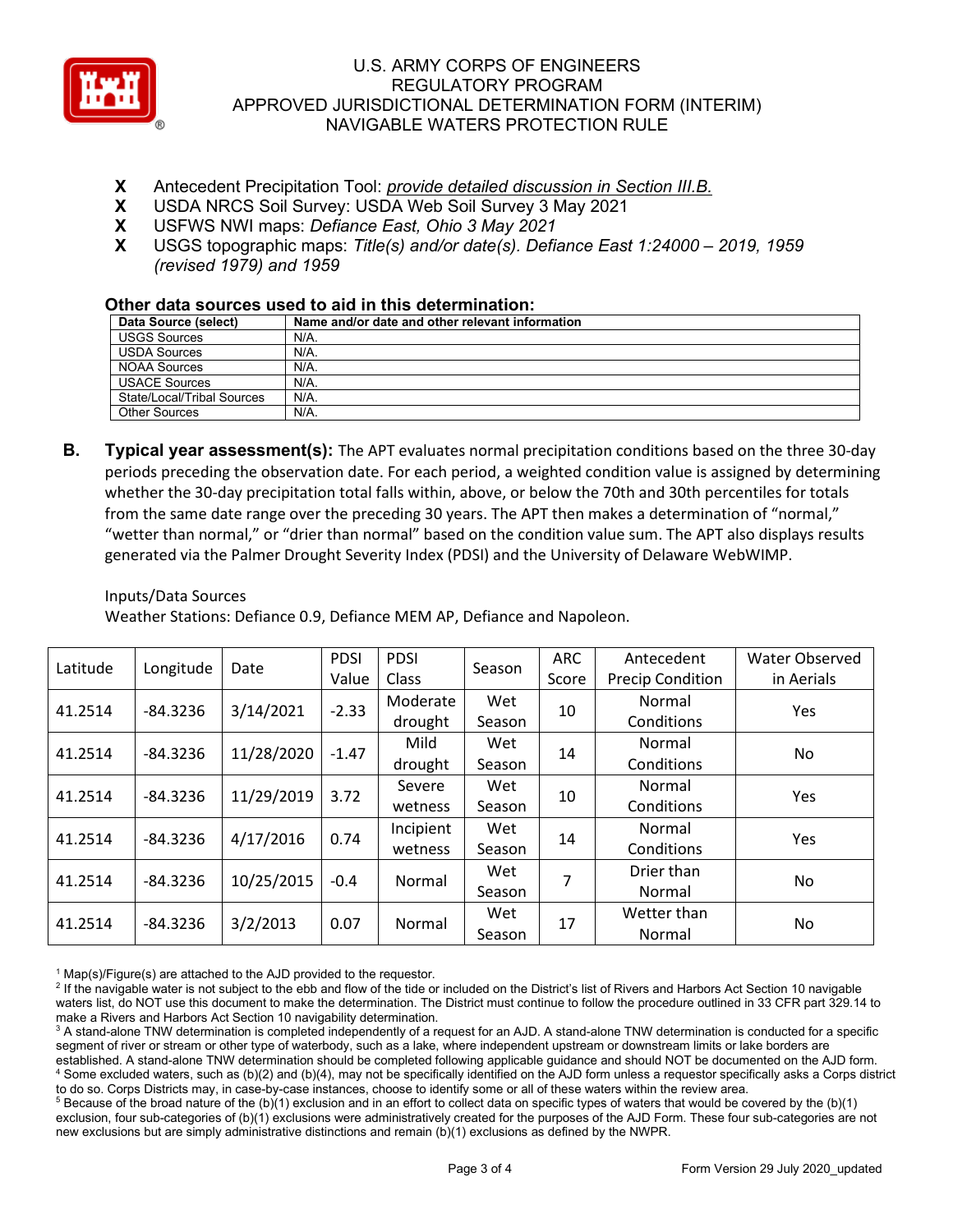**X** Antecedent Precipitation Tool: *provide detailed discussion in Section III.B.*
**X** USDA NRCS Soil Survey: USDA Web Soil Survey 3 May 2021
**X** USFWS NWI maps: *Defiance East, Ohio 3 May 2021*
**X** USGS topographic maps: *Title(s) and/or date(s). Defiance East 1:24000 – 2019, 1959 (revised 1979) and 1959*

### Other data sources used to aid in this determination:

| Data Source (select) | Name and/or date and other relevant information |
|---|---|
| USGS Sources | N/A. |
| USDA Sources | N/A. |
| NOAA Sources | N/A. |
| USACE Sources | N/A. |
| State/Local/Tribal Sources | N/A. |
| Other Sources | N/A. |

**B. Typical year assessment(s):** The APT evaluates normal precipitation conditions based on the three 30-day periods preceding the observation date. For each period, a weighted condition value is assigned by determining whether the 30-day precipitation total falls within, above, or below the 70th and 30th percentiles for totals from the same date range over the preceding 30 years. The APT then makes a determination of "normal," "wetter than normal," or "drier than normal" based on the condition value sum. The APT also displays results generated via the Palmer Drought Severity Index (PDSI) and the University of Delaware WebWIMP.

Inputs/Data Sources
Weather Stations: Defiance 0.9, Defiance MEM AP, Defiance and Napoleon.

| Latitude | Longitude | Date | PDSI Value | PDSI Class | Season | ARC Score | Antecedent Precip Condition | Water Observed in Aerials |
|---|---|---|---|---|---|---|---|---|
| 41.2514 | -84.3236 | 3/14/2021 | -2.33 | Moderate drought | Wet Season | 10 | Normal Conditions | Yes |
| 41.2514 | -84.3236 | 11/28/2020 | -1.47 | Mild drought | Wet Season | 14 | Normal Conditions | No |
| 41.2514 | -84.3236 | 11/29/2019 | 3.72 | Severe wetness | Wet Season | 10 | Normal Conditions | Yes |
| 41.2514 | -84.3236 | 4/17/2016 | 0.74 | Incipient wetness | Wet Season | 14 | Normal Conditions | Yes |
| 41.2514 | -84.3236 | 10/25/2015 | -0.4 | Normal | Wet Season | 7 | Drier than Normal | No |
| 41.2514 | -84.3236 | 3/2/2013 | 0.07 | Normal | Wet Season | 17 | Wetter than Normal | No |

[1] Map(s)/Figure(s) are attached to the AJD provided to the requestor.
[2] If the navigable water is not subject to the ebb and flow of the tide or included on the District's list of Rivers and Harbors Act Section 10 navigable waters list, do NOT use this document to make the determination. The District must continue to follow the procedure outlined in 33 CFR part 329.14 to make a Rivers and Harbors Act Section 10 navigability determination.
[3] A stand-alone TNW determination is completed independently of a request for an AJD. A stand-alone TNW determination is conducted for a specific segment of river or stream or other type of waterbody, such as a lake, where independent upstream or downstream limits or lake borders are established. A stand-alone TNW determination should be completed following applicable guidance and should NOT be documented on the AJD form.
[4] Some excluded waters, such as (b)(2) and (b)(4), may not be specifically identified on the AJD form unless a requestor specifically asks a Corps district to do so. Corps Districts may, in case-by-case instances, choose to identify some or all of these waters within the review area.
[5] Because of the broad nature of the (b)(1) exclusion and in an effort to collect data on specific types of waters that would be covered by the (b)(1) exclusion, four sub-categories of (b)(1) exclusions were administratively created for the purposes of the AJD Form. These four sub-categories are not new exclusions but are simply administrative distinctions and remain (b)(1) exclusions as defined by the NWPR.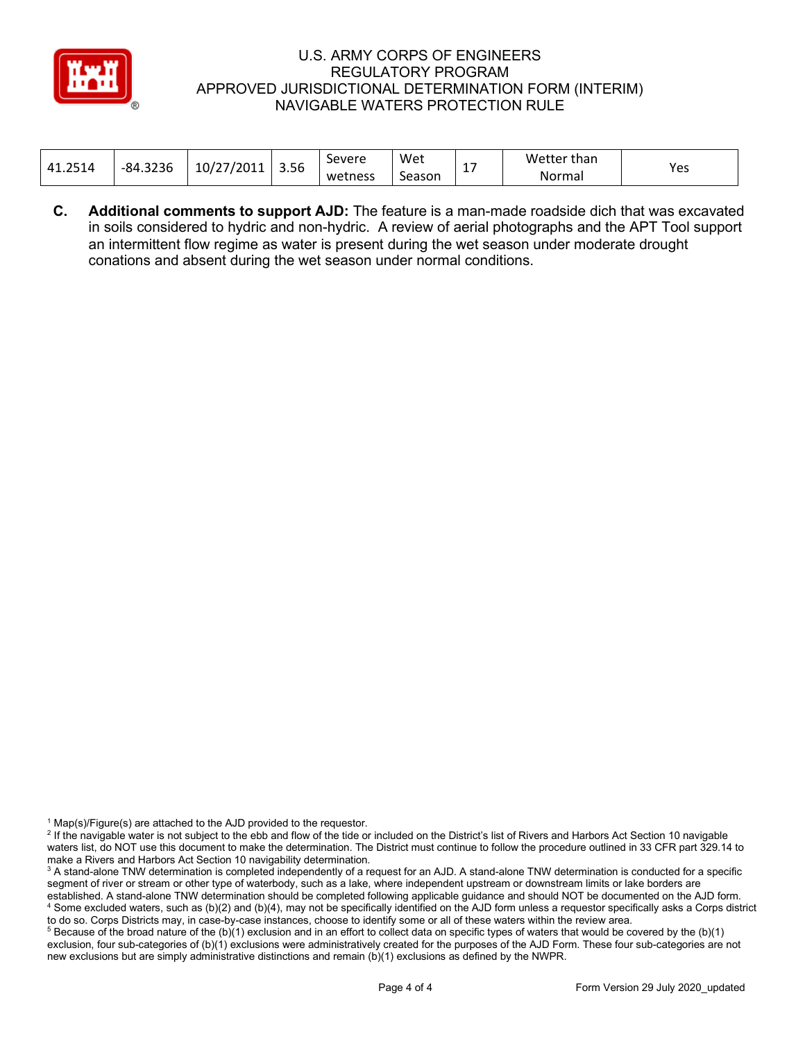| | | | | | | | | |
|---|---|---|---|---|---|---|---|---|
| 41.2514 | -84.3236 | 10/27/2011 | 3.56 | Severe wetness | Wet Season | 17 | Wetter than Normal | Yes |

**C. Additional comments to support AJD:** The feature is a man-made roadside dich that was excavated in soils considered to hydric and non-hydric. A review of aerial photographs and the APT Tool support an intermittent flow regime as water is present during the wet season under moderate drought conations and absent during the wet season under normal conditions.

[1] Map(s)/Figure(s) are attached to the AJD provided to the requestor.

[2] If the navigable water is not subject to the ebb and flow of the tide or included on the District's list of Rivers and Harbors Act Section 10 navigable waters list, do NOT use this document to make the determination. The District must continue to follow the procedure outlined in 33 CFR part 329.14 to make a Rivers and Harbors Act Section 10 navigability determination.

[3] A stand-alone TNW determination is completed independently of a request for an AJD. A stand-alone TNW determination is conducted for a specific segment of river or stream or other type of waterbody, such as a lake, where independent upstream or downstream limits or lake borders are established. A stand-alone TNW determination should be completed following applicable guidance and should NOT be documented on the AJD form.

[4] Some excluded waters, such as (b)(2) and (b)(4), may not be specifically identified on the AJD form unless a requestor specifically asks a Corps district to do so. Corps Districts may, in case-by-case instances, choose to identify some or all of these waters within the review area.

[5] Because of the broad nature of the (b)(1) exclusion and in an effort to collect data on specific types of waters that would be covered by the (b)(1) exclusion, four sub-categories of (b)(1) exclusions were administratively created for the purposes of the AJD Form. These four sub-categories are not new exclusions but are simply administrative distinctions and remain (b)(1) exclusions as defined by the NWPR.